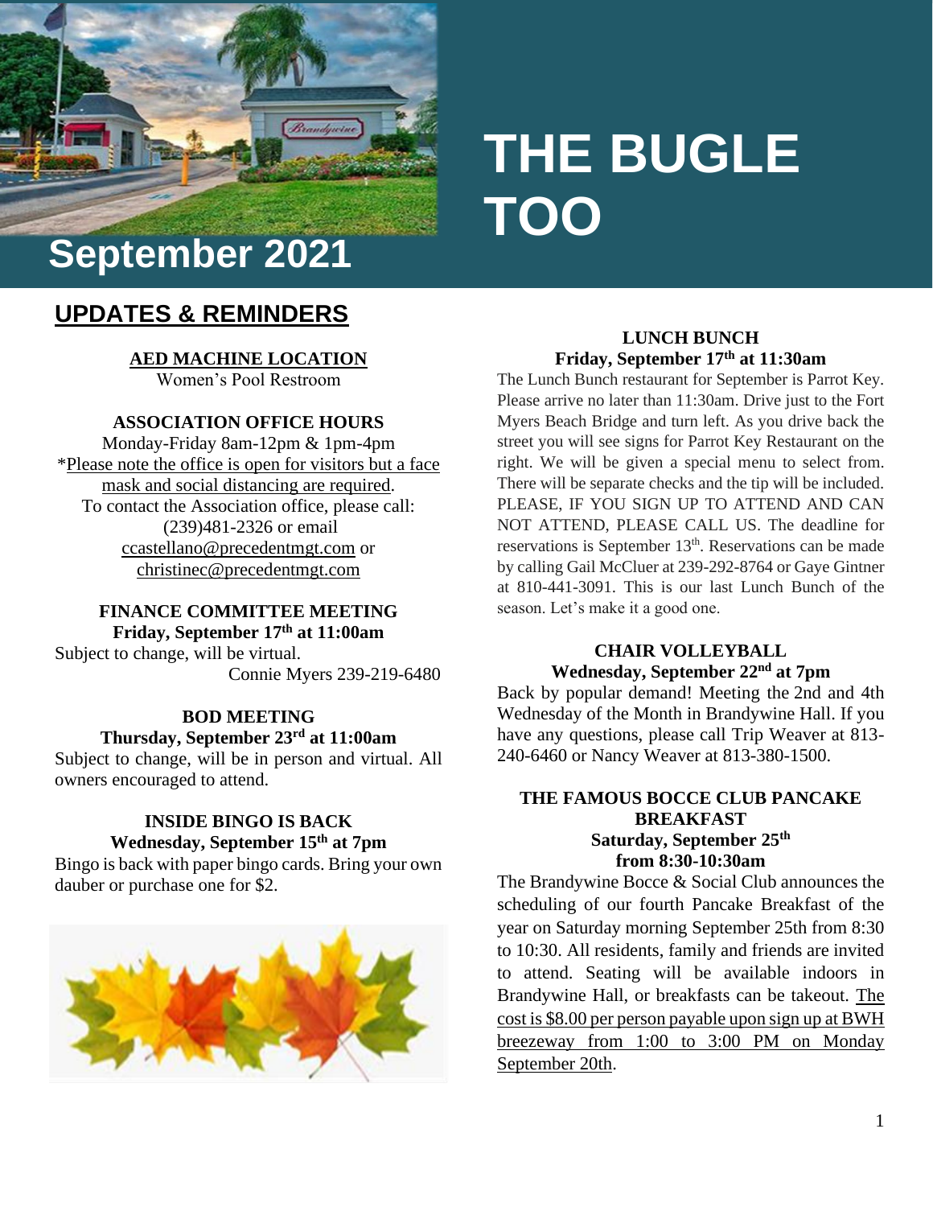# THE BUGLE TOO

## September 2021

## UPDATES & REMINDERS

**AED MACHINE LOCATION**

Women's Pool Restroom

**ASSOCIATION OFFICE HOURS**

Monday-Friday 8am-12pm & 1pm-4pm

*Please note the office is open for visitors but a face mask and social distancing are required.

To contact the Association office, please call: (239)481-2326 or email ccastellano@precedentmgt.com or christinec@precedentmgt.com

**FINANCE COMMITTEE MEETING**
**Friday, September 17th at 11:00am**

Subject to change, will be virtual.
Connie Myers 239-219-6480

**BOD MEETING**
**Thursday, September 23rd at 11:00am**

Subject to change, will be in person and virtual. All owners encouraged to attend.

**INSIDE BINGO IS BACK**
**Wednesday, September 15th at 7pm**

Bingo is back with paper bingo cards. Bring your own dauber or purchase one for $2.

**LUNCH BUNCH**
**Friday, September 17th at 11:30am**

The Lunch Bunch restaurant for September is Parrot Key. Please arrive no later than 11:30am. Drive just to the Fort Myers Beach Bridge and turn left. As you drive back the street you will see signs for Parrot Key Restaurant on the right. We will be given a special menu to select from. There will be separate checks and the tip will be included. PLEASE, IF YOU SIGN UP TO ATTEND AND CAN NOT ATTEND, PLEASE CALL US. The deadline for reservations is September 13th. Reservations can be made by calling Gail McCluer at 239-292-8764 or Gaye Gintner at 810-441-3091. This is our last Lunch Bunch of the season. Let's make it a good one.

**CHAIR VOLLEYBALL**
**Wednesday, September 22nd at 7pm**

Back by popular demand! Meeting the 2nd and 4th Wednesday of the Month in Brandywine Hall. If you have any questions, please call Trip Weaver at 813-240-6460 or Nancy Weaver at 813-380-1500.

**THE FAMOUS BOCCE CLUB PANCAKE BREAKFAST**
**Saturday, September 25th from 8:30-10:30am**

The Brandywine Bocce & Social Club announces the scheduling of our fourth Pancake Breakfast of the year on Saturday morning September 25th from 8:30 to 10:30. All residents, family and friends are invited to attend. Seating will be available indoors in Brandywine Hall, or breakfasts can be takeout. The cost is $8.00 per person payable upon sign up at BWH breezeway from 1:00 to 3:00 PM on Monday September 20th.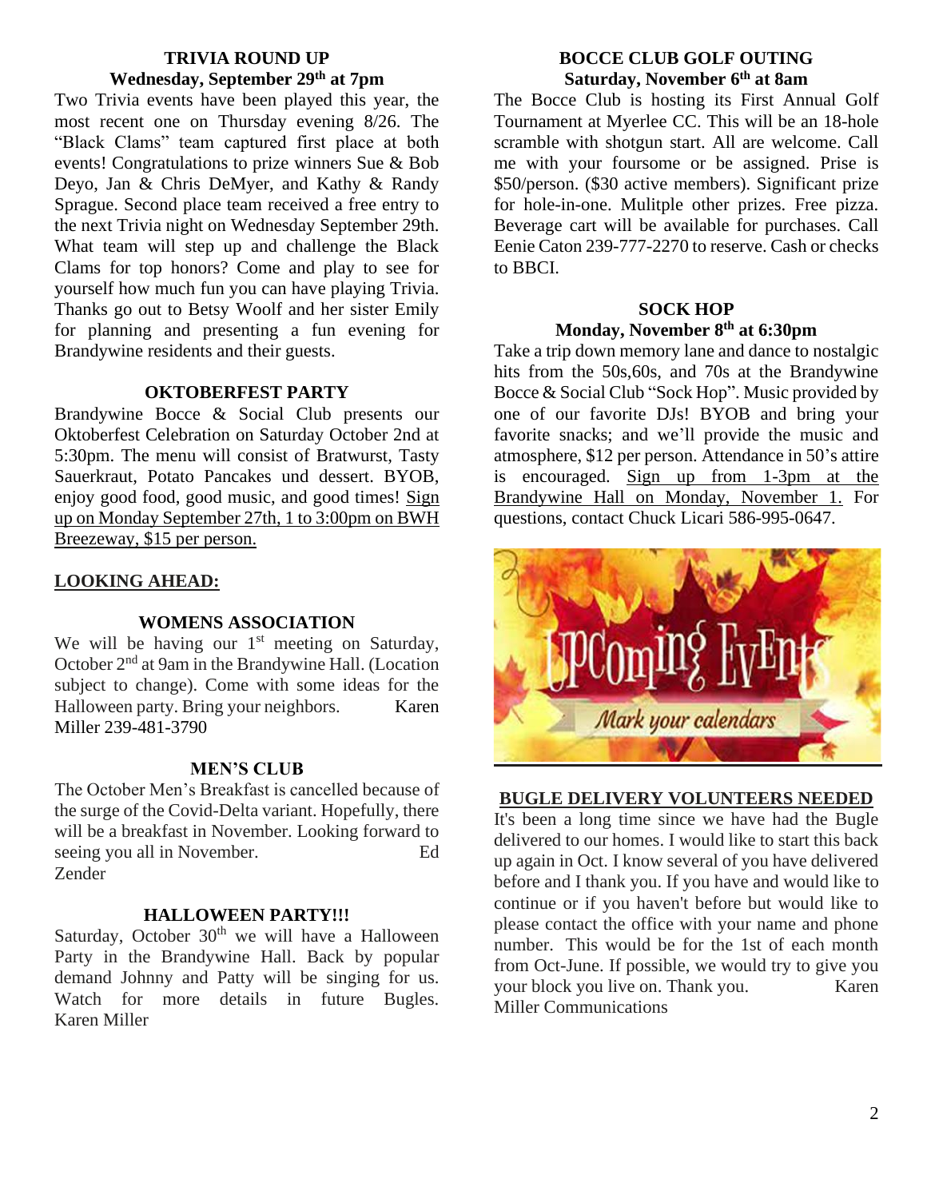### TRIVIA ROUND UP
**Wednesday, September 29th at 7pm**

Two Trivia events have been played this year, the most recent one on Thursday evening 8/26. The "Black Clams" team captured first place at both events! Congratulations to prize winners Sue & Bob Deyo, Jan & Chris DeMyer, and Kathy & Randy Sprague. Second place team received a free entry to the next Trivia night on Wednesday September 29th. What team will step up and challenge the Black Clams for top honors? Come and play to see for yourself how much fun you can have playing Trivia. Thanks go out to Betsy Woolf and her sister Emily for planning and presenting a fun evening for Brandywine residents and their guests.

### OKTOBERFEST PARTY

Brandywine Bocce & Social Club presents our Oktoberfest Celebration on Saturday October 2nd at 5:30pm. The menu will consist of Bratwurst, Tasty Sauerkraut, Potato Pancakes und dessert. BYOB, enjoy good food, good music, and good times! Sign up on Monday September 27th, 1 to 3:00pm on BWH Breezeway, $15 per person.

## LOOKING AHEAD:

### WOMENS ASSOCIATION

We will be having our 1st meeting on Saturday, October 2nd at 9am in the Brandywine Hall. (Location subject to change). Come with some ideas for the Halloween party. Bring your neighbors. Karen Miller 239-481-3790

### MEN'S CLUB

The October Men's Breakfast is cancelled because of the surge of the Covid-Delta variant. Hopefully, there will be a breakfast in November. Looking forward to seeing you all in November. Ed Zender

### HALLOWEEN PARTY!!!

Saturday, October 30th we will have a Halloween Party in the Brandywine Hall. Back by popular demand Johnny and Patty will be singing for us. Watch for more details in future Bugles. Karen Miller

### BOCCE CLUB GOLF OUTING
**Saturday, November 6th at 8am**

The Bocce Club is hosting its First Annual Golf Tournament at Myerlee CC. This will be an 18-hole scramble with shotgun start. All are welcome. Call me with your foursome or be assigned. Prise is $50/person. ($30 active members). Significant prize for hole-in-one. Mulitple other prizes. Free pizza. Beverage cart will be available for purchases. Call Eenie Caton 239-777-2270 to reserve. Cash or checks to BBCI.

### SOCK HOP
**Monday, November 8th at 6:30pm**

Take a trip down memory lane and dance to nostalgic hits from the 50s,60s, and 70s at the Brandywine Bocce & Social Club "Sock Hop". Music provided by one of our favorite DJs! BYOB and bring your favorite snacks; and we'll provide the music and atmosphere, $12 per person. Attendance in 50's attire is encouraged. Sign up from 1-3pm at the Brandywine Hall on Monday, November 1. For questions, contact Chuck Licari 586-995-0647.

Upcoming Events
*Mark your calendars*

### BUGLE DELIVERY VOLUNTEERS NEEDED

It's been a long time since we have had the Bugle delivered to our homes. I would like to start this back up again in Oct. I know several of you have delivered before and I thank you. If you have and would like to continue or if you haven't before but would like to please contact the office with your name and phone number. This would be for the 1st of each month from Oct-June. If possible, we would try to give you your block you live on. Thank you. Karen Miller Communications